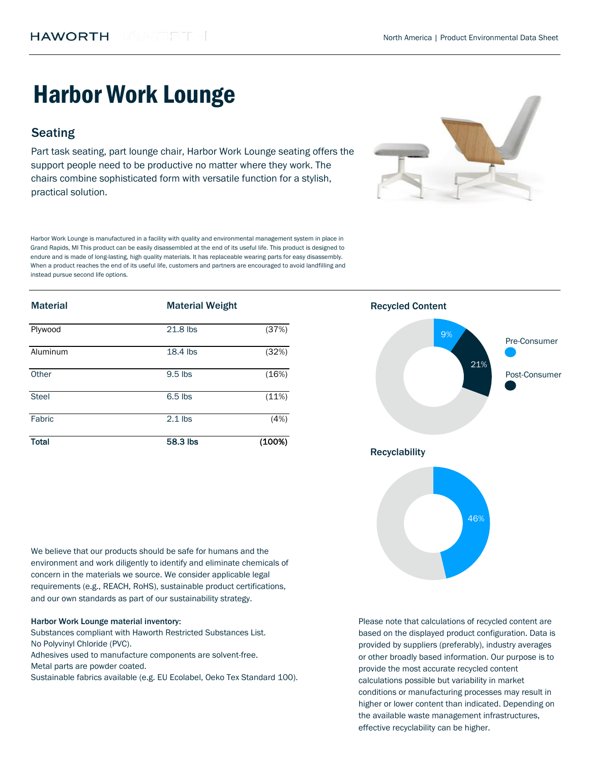HAWORTH

North America | Product Environmental Data Sheet

# Harbor Work Lounge

## Seating

Part task seating, part lounge chair, Harbor Work Lounge seating offers the support people need to be productive no matter where they work. The chairs combine sophisticated form with versatile function for a stylish, practical solution.

Harbor Work Lounge is manufactured in a facility with quality and environmental management system in place in Grand Rapids, MI This product can be easily disassembled at the end of its useful life. This product is designed to endure and is made of long-lasting, high quality materials. It has replaceable wearing parts for easy disassembly. When a product reaches the end of its useful life, customers and partners are encouraged to avoid landfilling and instead pursue second life options.

| Material | Material Weight | |
|---|---|---|
| Plywood | 21.8 lbs | (37%) |
| Aluminum | 18.4 lbs | (32%) |
| Other | 9.5 lbs | (16%) |
| Steel | 6.5 lbs | (11%) |
| Fabric | 2.1 lbs | (4%) |
| **Total** | **58.3 lbs** | **(100%)** |

### Recycled Content

Pre-Consumer: 9%

Post-Consumer: 21%

### Recyclability

46%

We believe that our products should be safe for humans and the environment and work diligently to identify and eliminate chemicals of concern in the materials we source. We consider applicable legal requirements (e.g., REACH, RoHS), sustainable product certifications, and our own standards as part of our sustainability strategy.

**Harbor Work Lounge material inventory:**

Substances compliant with Haworth Restricted Substances List.
No Polyvinyl Chloride (PVC).
Adhesives used to manufacture components are solvent-free.
Metal parts are powder coated.
Sustainable fabrics available (e.g. EU Ecolabel, Oeko Tex Standard 100).

Please note that calculations of recycled content are based on the displayed product configuration. Data is provided by suppliers (preferably), industry averages or other broadly based information. Our purpose is to provide the most accurate recycled content calculations possible but variability in market conditions or manufacturing processes may result in higher or lower content than indicated. Depending on the available waste management infrastructures, effective recyclability can be higher.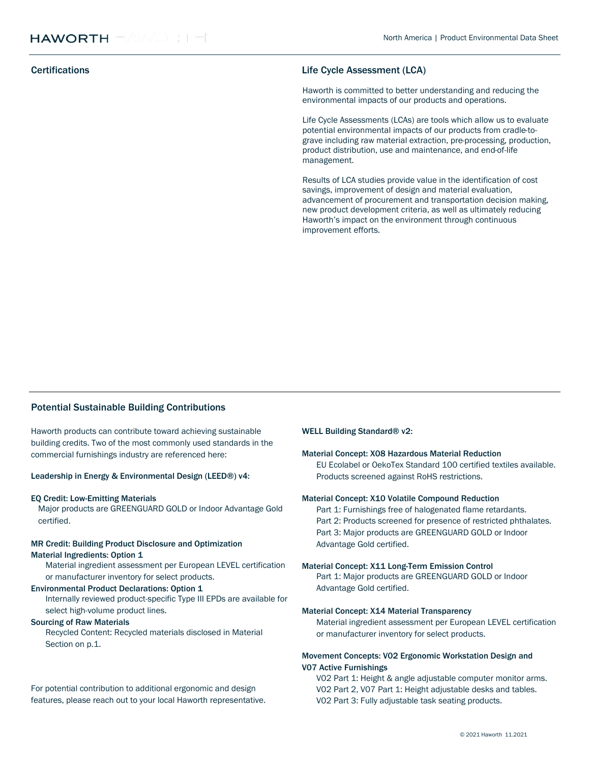## Certifications

## Life Cycle Assessment (LCA)

Haworth is committed to better understanding and reducing the environmental impacts of our products and operations.

Life Cycle Assessments (LCAs) are tools which allow us to evaluate potential environmental impacts of our products from cradle-to-grave including raw material extraction, pre-processing, production, product distribution, use and maintenance, and end-of-life management.

Results of LCA studies provide value in the identification of cost savings, improvement of design and material evaluation, advancement of procurement and transportation decision making, new product development criteria, as well as ultimately reducing Haworth's impact on the environment through continuous improvement efforts.

## Potential Sustainable Building Contributions

Haworth products can contribute toward achieving sustainable building credits. Two of the most commonly used standards in the commercial furnishings industry are referenced here:

**Leadership in Energy & Environmental Design (LEED®) v4:**

**EQ Credit: Low-Emitting Materials**
Major products are GREENGUARD GOLD or Indoor Advantage Gold certified.

**MR Credit: Building Product Disclosure and Optimization**

**Material Ingredients: Option 1**
Material ingredient assessment per European LEVEL certification or manufacturer inventory for select products.

**Environmental Product Declarations: Option 1**
Internally reviewed product-specific Type III EPDs are available for select high-volume product lines.

**Sourcing of Raw Materials**
Recycled Content: Recycled materials disclosed in Material Section on p.1.

For potential contribution to additional ergonomic and design features, please reach out to your local Haworth representative.

**WELL Building Standard® v2:**

**Material Concept: X08 Hazardous Material Reduction**
EU Ecolabel or OekoTex Standard 100 certified textiles available.
Products screened against RoHS restrictions.

**Material Concept: X10 Volatile Compound Reduction**
Part 1: Furnishings free of halogenated flame retardants.
Part 2: Products screened for presence of restricted phthalates.
Part 3: Major products are GREENGUARD GOLD or Indoor Advantage Gold certified.

**Material Concept: X11 Long-Term Emission Control**
Part 1: Major products are GREENGUARD GOLD or Indoor Advantage Gold certified.

**Material Concept: X14 Material Transparency**
Material ingredient assessment per European LEVEL certification or manufacturer inventory for select products.

**Movement Concepts: V02 Ergonomic Workstation Design and V07 Active Furnishings**
V02 Part 1: Height & angle adjustable computer monitor arms.
V02 Part 2, V07 Part 1: Height adjustable desks and tables.
V02 Part 3: Fully adjustable task seating products.

© 2021 Haworth 11.2021